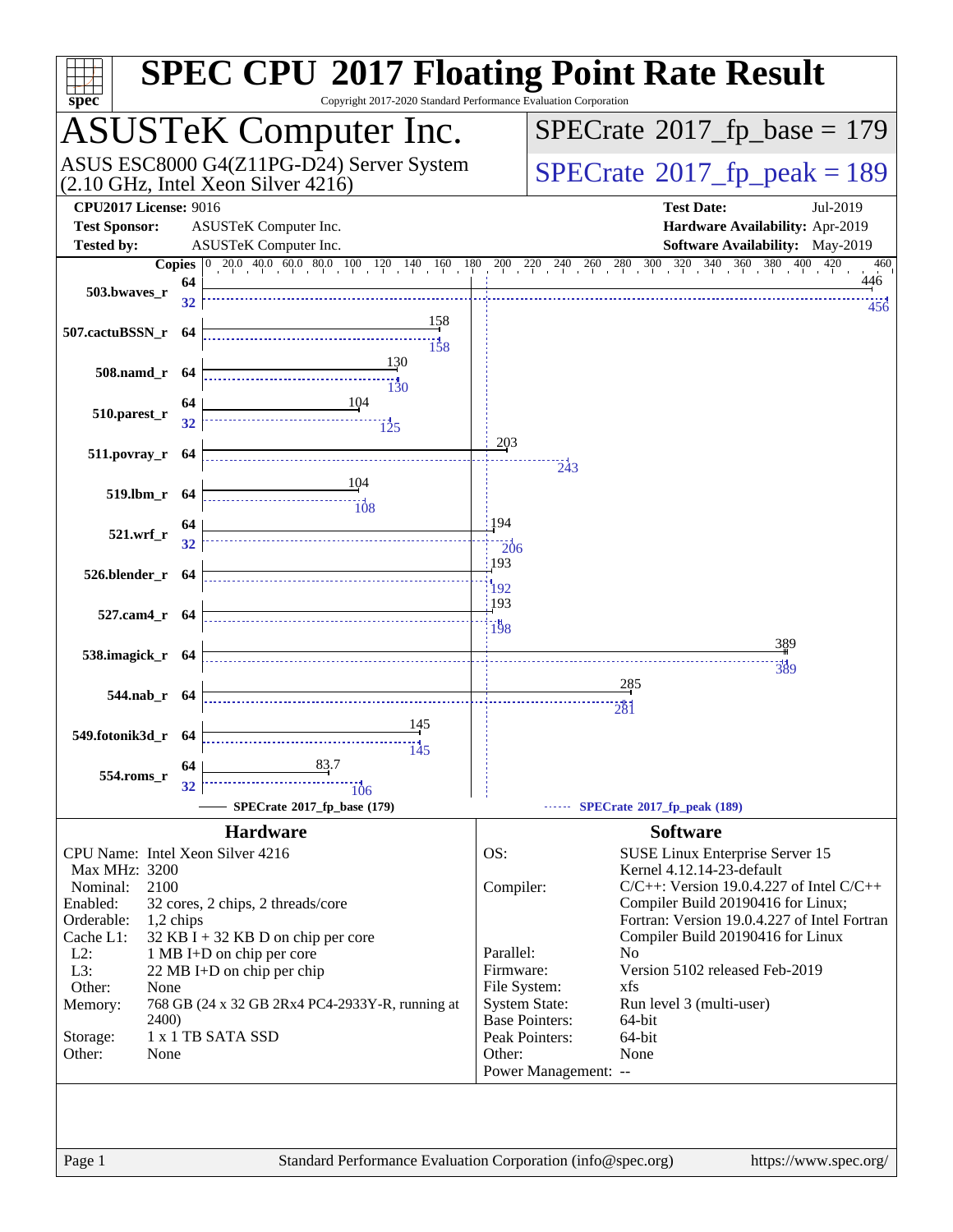# SPEC CPU 2017 Floating Point Rate Result

Copyright 2017-2020 Standard Performance Evaluation Corporation

## ASUSTeK Computer Inc.

ASUS ESC8000 G4(Z11PG-D24) Server System
(2.10 GHz, Intel Xeon Silver 4216)

**SPECrate 2017_fp_base = 179**

**SPECrate 2017_fp_peak = 189**

| | | | |
|---|---|---|---|
| **CPU2017 License:** | 9016 | **Test Date:** | Jul-2019 |
| **Test Sponsor:** | ASUSTeK Computer Inc. | **Hardware Availability:** | Apr-2019 |
| **Tested by:** | ASUSTeK Computer Inc. | **Software Availability:** | May-2019 |

| Benchmark | Copies (base) | Base | Copies (peak) | Peak |
|---|---|---|---|---|
| 503.bwaves_r | 64 | 446 | 32 | 456 |
| 507.cactuBSSN_r | 64 | 158 | 64 | 158 |
| 508.namd_r | 64 | 130 | 64 | 130 |
| 510.parest_r | 64 | 104 | 32 | 125 |
| 511.povray_r | 64 | 203 | 64 | 243 |
| 519.lbm_r | 64 | 104 | 64 | 108 |
| 521.wrf_r | 64 | 194 | 32 | 206 |
| 526.blender_r | 64 | 193 | 64 | 192 |
| 527.cam4_r | 64 | 193 | 64 | 198 |
| 538.imagick_r | 64 | 389 | 64 | 389 |
| 544.nab_r | 64 | 285 | 64 | 281 |
| 549.fotonik3d_r | 64 | 145 | 64 | 145 |
| 554.roms_r | 64 | 83.7 | 32 | 106 |

SPECrate 2017_fp_base (179) — SPECrate 2017_fp_peak (189)

### Hardware

| | |
|---|---|
| CPU Name: | Intel Xeon Silver 4216 |
| Max MHz: | 3200 |
| Nominal: | 2100 |
| Enabled: | 32 cores, 2 chips, 2 threads/core |
| Orderable: | 1,2 chips |
| Cache L1: | 32 KB I + 32 KB D on chip per core |
| L2: | 1 MB I+D on chip per core |
| L3: | 22 MB I+D on chip per chip |
| Other: | None |
| Memory: | 768 GB (24 x 32 GB 2Rx4 PC4-2933Y-R, running at 2400) |
| Storage: | 1 x 1 TB SATA SSD |
| Other: | None |

### Software

| | |
|---|---|
| OS: | SUSE Linux Enterprise Server 15 Kernel 4.12.14-23-default |
| Compiler: | C/C++: Version 19.0.4.227 of Intel C/C++ Compiler Build 20190416 for Linux; Fortran: Version 19.0.4.227 of Intel Fortran Compiler Build 20190416 for Linux |
| Parallel: | No |
| Firmware: | Version 5102 released Feb-2019 |
| File System: | xfs |
| System State: | Run level 3 (multi-user) |
| Base Pointers: | 64-bit |
| Peak Pointers: | 64-bit |
| Other: | None |
| Power Management: | -- |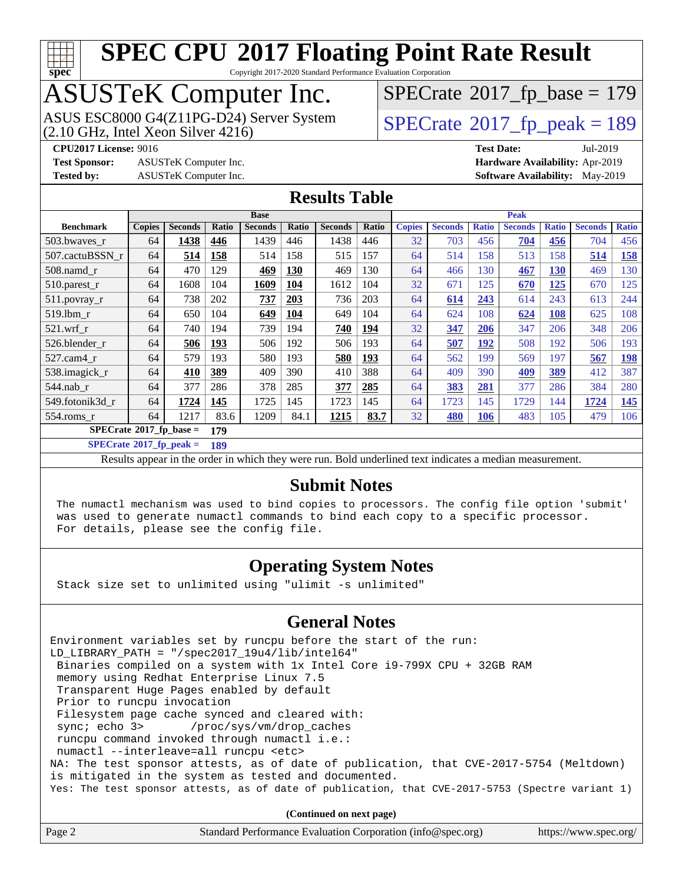# SPEC CPU 2017 Floating Point Rate Result

Copyright 2017-2020 Standard Performance Evaluation Corporation

# ASUSTeK Computer Inc.

ASUS ESC8000 G4(Z11PG-D24) Server System (2.10 GHz, Intel Xeon Silver 4216)

SPECrate 2017_fp_base = 179

SPECrate 2017_fp_peak = 189

**CPU2017 License:** 9016 **Test Date:** Jul-2019
**Test Sponsor:** ASUSTeK Computer Inc. **Hardware Availability:** Apr-2019
**Tested by:** ASUSTeK Computer Inc. **Software Availability:** May-2019

## Results Table

| | Base | | | | | | | Peak | | | | | | |
|---|---|---|---|---|---|---|---|---|---|---|---|---|---|---|
| **Benchmark** | **Copies** | **Seconds** | **Ratio** | **Seconds** | **Ratio** | **Seconds** | **Ratio** | **Copies** | **Seconds** | **Ratio** | **Seconds** | **Ratio** | **Seconds** | **Ratio** |
| 503.bwaves_r | 64 | **1438** | **446** | 1439 | 446 | 1438 | 446 | 32 | 703 | 456 | **704** | **456** | 704 | 456 |
| 507.cactuBSSN_r | 64 | **514** | **158** | 514 | 158 | 515 | 157 | 64 | 514 | 158 | 513 | 158 | **514** | **158** |
| 508.namd_r | 64 | 470 | 129 | **469** | **130** | 469 | 130 | 64 | 466 | 130 | **467** | **130** | 469 | 130 |
| 510.parest_r | 64 | 1608 | 104 | **1609** | **104** | 1612 | 104 | 32 | 671 | 125 | **670** | **125** | 670 | 125 |
| 511.povray_r | 64 | 738 | 202 | **737** | **203** | 736 | 203 | 64 | **614** | **243** | 614 | 243 | 613 | 244 |
| 519.lbm_r | 64 | 650 | 104 | **649** | **104** | 649 | 104 | 64 | 624 | 108 | **624** | **108** | 625 | 108 |
| 521.wrf_r | 64 | 740 | 194 | 739 | 194 | **740** | **194** | 32 | **347** | **206** | 347 | 206 | 348 | 206 |
| 526.blender_r | 64 | **506** | **193** | 506 | 192 | 506 | 193 | 64 | **507** | **192** | 508 | 192 | 506 | 193 |
| 527.cam4_r | 64 | 579 | 193 | 580 | 193 | **580** | **193** | 64 | 562 | 199 | 569 | 197 | **567** | **198** |
| 538.imagick_r | 64 | **410** | **389** | 409 | 390 | 410 | 388 | 64 | 409 | 390 | **409** | **389** | 412 | 387 |
| 544.nab_r | 64 | 377 | 286 | 378 | 285 | **377** | **285** | 64 | **383** | **281** | 377 | 286 | 384 | 280 |
| 549.fotonik3d_r | 64 | **1724** | **145** | 1725 | 145 | 1723 | 145 | 64 | 1723 | 145 | 1729 | 144 | **1724** | **145** |
| 554.roms_r | 64 | 1217 | 83.6 | 1209 | 84.1 | **1215** | **83.7** | 32 | **480** | **106** | 483 | 105 | 479 | 106 |

**SPECrate 2017_fp_base = 179**

**SPECrate 2017_fp_peak = 189**

Results appear in the order in which they were run. Bold underlined text indicates a median measurement.

## Submit Notes

```
The numactl mechanism was used to bind copies to processors. The config file option 'submit'
was used to generate numactl commands to bind each copy to a specific processor.
For details, please see the config file.
```

## Operating System Notes

```
Stack size set to unlimited using "ulimit -s unlimited"
```

## General Notes

```
Environment variables set by runcpu before the start of the run:
LD_LIBRARY_PATH = "/spec2017_19u4/lib/intel64"
 Binaries compiled on a system with 1x Intel Core i9-799X CPU + 32GB RAM
 memory using Redhat Enterprise Linux 7.5
 Transparent Huge Pages enabled by default
 Prior to runcpu invocation
 Filesystem page cache synced and cleared with:
 sync; echo 3>       /proc/sys/vm/drop_caches
 runcpu command invoked through numactl i.e.:
 numactl --interleave=all runcpu <etc>
NA: The test sponsor attests, as of date of publication, that CVE-2017-5754 (Meltdown)
is mitigated in the system as tested and documented.
Yes: The test sponsor attests, as of date of publication, that CVE-2017-5753 (Spectre variant 1)
```

**(Continued on next page)**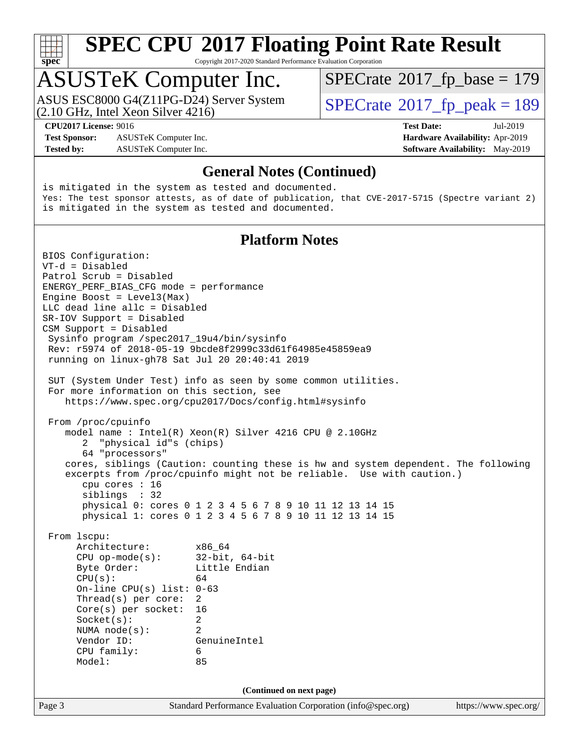# SPEC CPU 2017 Floating Point Rate Result

Copyright 2017-2020 Standard Performance Evaluation Corporation

# ASUSTeK Computer Inc.

ASUS ESC8000 G4(Z11PG-D24) Server System
(2.10 GHz, Intel Xeon Silver 4216)

SPECrate 2017_fp_base = 179

SPECrate 2017_fp_peak = 189

**CPU2017 License:** 9016
**Test Sponsor:** ASUSTeK Computer Inc.
**Tested by:** ASUSTeK Computer Inc.

**Test Date:** Jul-2019
**Hardware Availability:** Apr-2019
**Software Availability:** May-2019

## General Notes (Continued)

```
is mitigated in the system as tested and documented.
Yes: The test sponsor attests, as of date of publication, that CVE-2017-5715 (Spectre variant 2)
is mitigated in the system as tested and documented.
```

## Platform Notes

```
BIOS Configuration:
VT-d = Disabled
Patrol Scrub = Disabled
ENERGY_PERF_BIAS_CFG mode = performance
Engine Boost = Level3(Max)
LLC dead line allc = Disabled
SR-IOV Support = Disabled
CSM Support = Disabled
 Sysinfo program /spec2017_19u4/bin/sysinfo
 Rev: r5974 of 2018-05-19 9bcde8f2999c33d61f64985e45859ea9
 running on linux-gh78 Sat Jul 20 20:40:41 2019

 SUT (System Under Test) info as seen by some common utilities.
 For more information on this section, see
    https://www.spec.org/cpu2017/Docs/config.html#sysinfo

 From /proc/cpuinfo
    model name : Intel(R) Xeon(R) Silver 4216 CPU @ 2.10GHz
       2  "physical id"s (chips)
       64 "processors"
    cores, siblings (Caution: counting these is hw and system dependent. The following
    excerpts from /proc/cpuinfo might not be reliable.  Use with caution.)
       cpu cores : 16
       siblings  : 32
       physical 0: cores 0 1 2 3 4 5 6 7 8 9 10 11 12 13 14 15
       physical 1: cores 0 1 2 3 4 5 6 7 8 9 10 11 12 13 14 15

 From lscpu:
      Architecture:        x86_64
      CPU op-mode(s):      32-bit, 64-bit
      Byte Order:          Little Endian
      CPU(s):              64
      On-line CPU(s) list: 0-63
      Thread(s) per core:  2
      Core(s) per socket:  16
      Socket(s):           2
      NUMA node(s):        2
      Vendor ID:           GenuineIntel
      CPU family:          6
      Model:               85
```

(Continued on next page)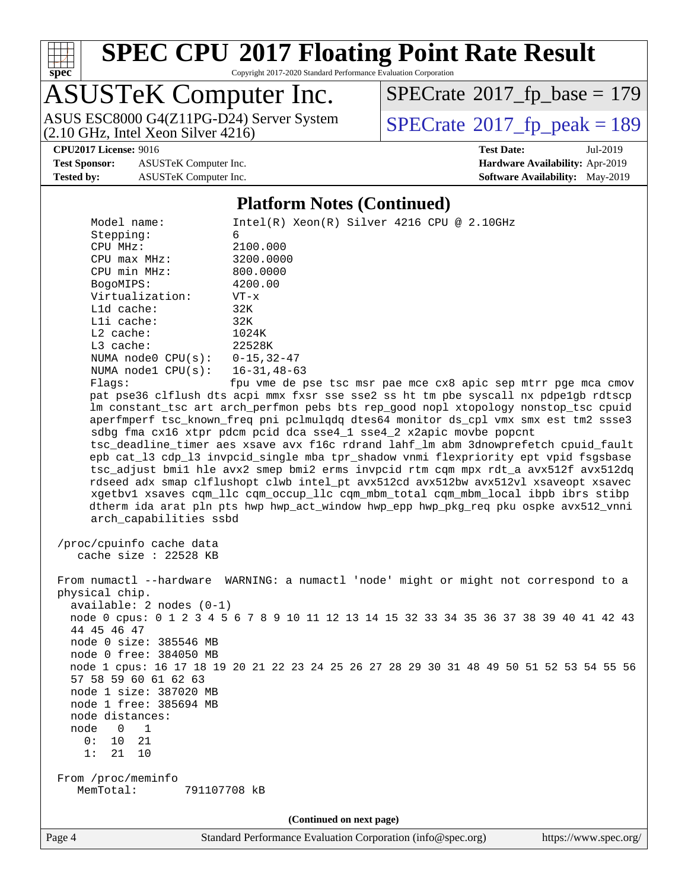## Platform Notes (Continued)

```
     Model name:           Intel(R) Xeon(R) Silver 4216 CPU @ 2.10GHz
     Stepping:             6
     CPU MHz:              2100.000
     CPU max MHz:          3200.0000
     CPU min MHz:          800.0000
     BogoMIPS:             4200.00
     Virtualization:       VT-x
     L1d cache:            32K
     L1i cache:            32K
     L2 cache:             1024K
     L3 cache:             22528K
     NUMA node0 CPU(s):    0-15,32-47
     NUMA node1 CPU(s):    16-31,48-63
     Flags:                fpu vme de pse tsc msr pae mce cx8 apic sep mtrr pge mca cmov
     pat pse36 clflush dts acpi mmx fxsr sse sse2 ss ht tm pbe syscall nx pdpe1gb rdtscp
     lm constant_tsc art arch_perfmon pebs bts rep_good nopl xtopology nonstop_tsc cpuid
     aperfmperf tsc_known_freq pni pclmulqdq dtes64 monitor ds_cpl vmx smx est tm2 ssse3
     sdbg fma cx16 xtpr pdcm pcid dca sse4_1 sse4_2 x2apic movbe popcnt
     tsc_deadline_timer aes xsave avx f16c rdrand lahf_lm abm 3dnowprefetch cpuid_fault
     epb cat_l3 cdp_l3 invpcid_single mba tpr_shadow vnmi flexpriority ept vpid fsgsbase
     tsc_adjust bmi1 hle avx2 smep bmi2 erms invpcid rtm cqm mpx rdt_a avx512f avx512dq
     rdseed adx smap clflushopt clwb intel_pt avx512cd avx512bw avx512vl xsaveopt xsavec
     xgetbv1 xsaves cqm_llc cqm_occup_llc cqm_mbm_total cqm_mbm_local ibpb ibrs stibp
     dtherm ida arat pln pts hwp hwp_act_window hwp_epp hwp_pkg_req pku ospke avx512_vnni
     arch_capabilities ssbd

 /proc/cpuinfo cache data
    cache size : 22528 KB

 From numactl --hardware  WARNING: a numactl 'node' might or might not correspond to a
 physical chip.
   available: 2 nodes (0-1)
   node 0 cpus: 0 1 2 3 4 5 6 7 8 9 10 11 12 13 14 15 32 33 34 35 36 37 38 39 40 41 42 43
   44 45 46 47
   node 0 size: 385546 MB
   node 0 free: 384050 MB
   node 1 cpus: 16 17 18 19 20 21 22 23 24 25 26 27 28 29 30 31 48 49 50 51 52 53 54 55 56
   57 58 59 60 61 62 63
   node 1 size: 387020 MB
   node 1 free: 385694 MB
   node distances:
   node   0   1
     0:  10  21
     1:  21  10

 From /proc/meminfo
    MemTotal:       791107708 kB
```

**(Continued on next page)**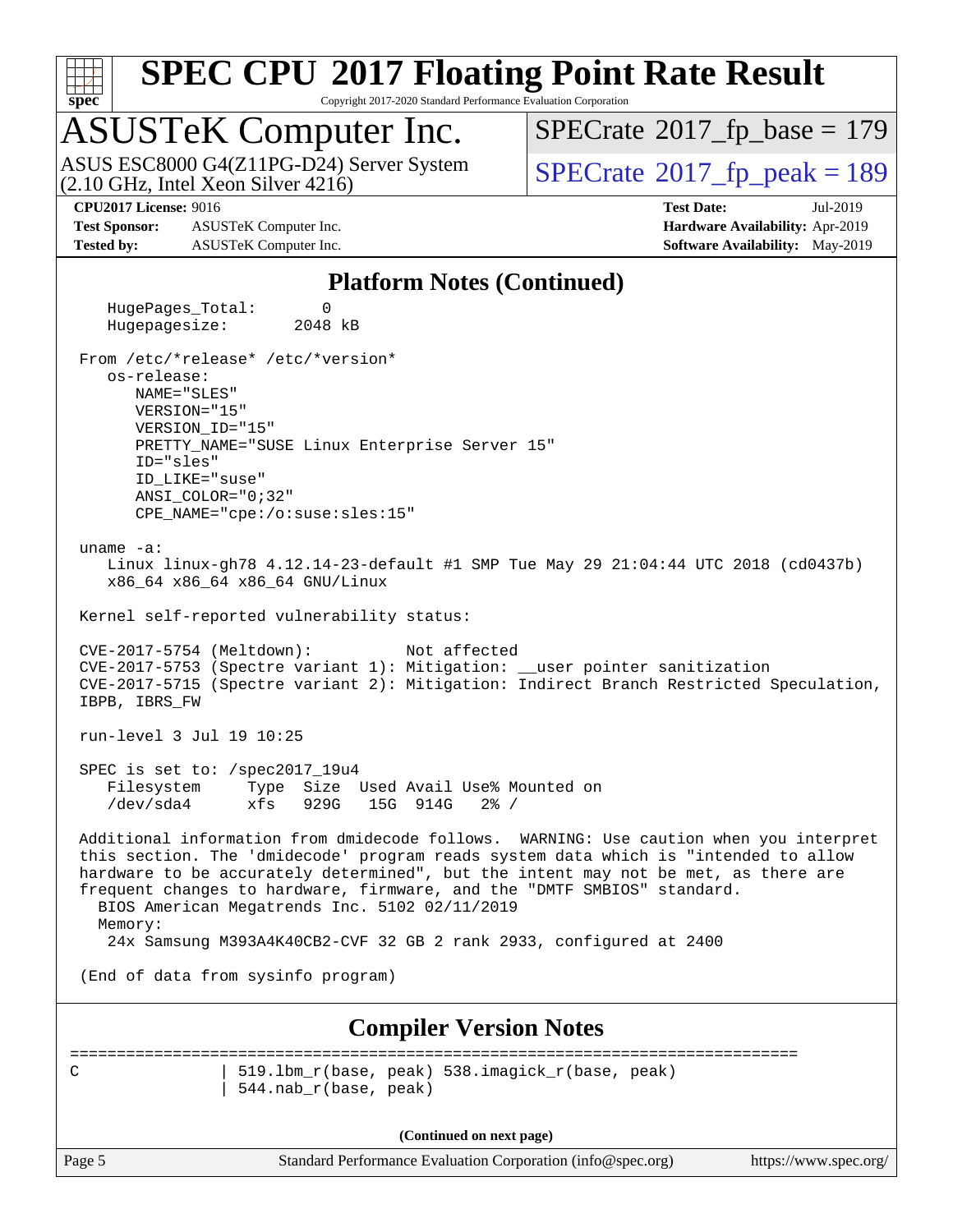## Platform Notes (Continued)

```
    HugePages_Total:       0
    Hugepagesize:       2048 kB

 From /etc/*release* /etc/*version*
    os-release:
       NAME="SLES"
       VERSION="15"
       VERSION_ID="15"
       PRETTY_NAME="SUSE Linux Enterprise Server 15"
       ID="sles"
       ID_LIKE="suse"
       ANSI_COLOR="0;32"
       CPE_NAME="cpe:/o:suse:sles:15"

 uname -a:
    Linux linux-gh78 4.12.14-23-default #1 SMP Tue May 29 21:04:44 UTC 2018 (cd0437b)
    x86_64 x86_64 x86_64 GNU/Linux

 Kernel self-reported vulnerability status:

 CVE-2017-5754 (Meltdown):          Not affected
 CVE-2017-5753 (Spectre variant 1): Mitigation: __user pointer sanitization
 CVE-2017-5715 (Spectre variant 2): Mitigation: Indirect Branch Restricted Speculation,
 IBPB, IBRS_FW

 run-level 3 Jul 19 10:25

 SPEC is set to: /spec2017_19u4
    Filesystem     Type  Size  Used Avail Use% Mounted on
    /dev/sda4      xfs   929G   15G  914G   2% /

 Additional information from dmidecode follows.  WARNING: Use caution when you interpret
 this section. The 'dmidecode' program reads system data which is "intended to allow
 hardware to be accurately determined", but the intent may not be met, as there are
 frequent changes to hardware, firmware, and the "DMTF SMBIOS" standard.
   BIOS American Megatrends Inc. 5102 02/11/2019
   Memory:
    24x Samsung M393A4K40CB2-CVF 32 GB 2 rank 2933, configured at 2400

 (End of data from sysinfo program)
```

## Compiler Version Notes

```
==============================================================================
C               | 519.lbm_r(base, peak) 538.imagick_r(base, peak)
                | 544.nab_r(base, peak)
```

(Continued on next page)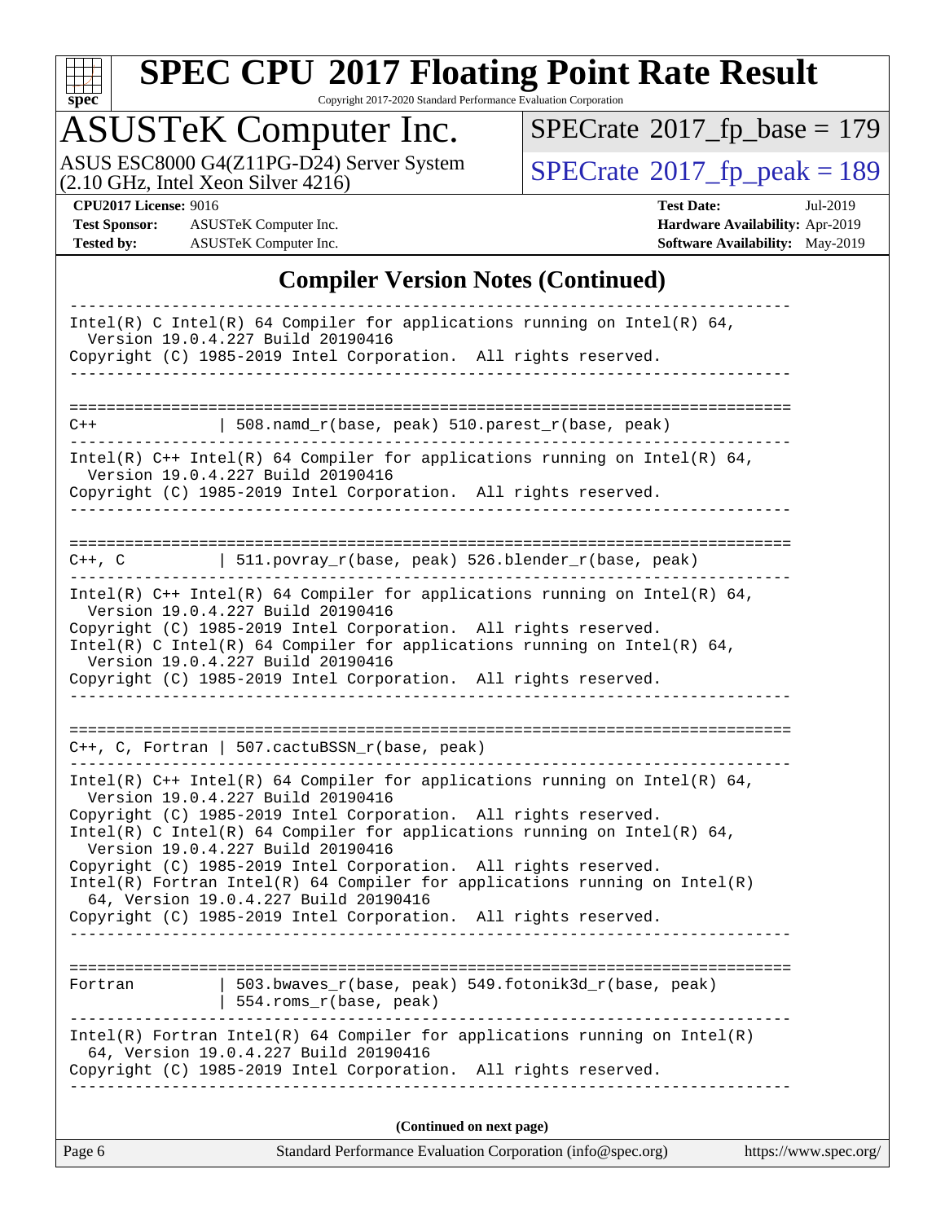# SPEC CPU 2017 Floating Point Rate Result

Copyright 2017-2020 Standard Performance Evaluation Corporation

## ASUSTeK Computer Inc.

ASUS ESC8000 G4(Z11PG-D24) Server System (2.10 GHz, Intel Xeon Silver 4216)

SPECrate 2017_fp_base = 179

SPECrate 2017_fp_peak = 189

**CPU2017 License:** 9016
**Test Sponsor:** ASUSTeK Computer Inc.
**Tested by:** ASUSTeK Computer Inc.

**Test Date:** Jul-2019
**Hardware Availability:** Apr-2019
**Software Availability:** May-2019

### Compiler Version Notes (Continued)

```
------------------------------------------------------------------------------
Intel(R) C Intel(R) 64 Compiler for applications running on Intel(R) 64,
  Version 19.0.4.227 Build 20190416
Copyright (C) 1985-2019 Intel Corporation.  All rights reserved.
------------------------------------------------------------------------------

==============================================================================
C++              | 508.namd_r(base, peak) 510.parest_r(base, peak)
------------------------------------------------------------------------------
Intel(R) C++ Intel(R) 64 Compiler for applications running on Intel(R) 64,
  Version 19.0.4.227 Build 20190416
Copyright (C) 1985-2019 Intel Corporation.  All rights reserved.
------------------------------------------------------------------------------

==============================================================================
C++, C           | 511.povray_r(base, peak) 526.blender_r(base, peak)
------------------------------------------------------------------------------
Intel(R) C++ Intel(R) 64 Compiler for applications running on Intel(R) 64,
  Version 19.0.4.227 Build 20190416
Copyright (C) 1985-2019 Intel Corporation.  All rights reserved.
Intel(R) C Intel(R) 64 Compiler for applications running on Intel(R) 64,
  Version 19.0.4.227 Build 20190416
Copyright (C) 1985-2019 Intel Corporation.  All rights reserved.
------------------------------------------------------------------------------

==============================================================================
C++, C, Fortran | 507.cactuBSSN_r(base, peak)
------------------------------------------------------------------------------
Intel(R) C++ Intel(R) 64 Compiler for applications running on Intel(R) 64,
  Version 19.0.4.227 Build 20190416
Copyright (C) 1985-2019 Intel Corporation.  All rights reserved.
Intel(R) C Intel(R) 64 Compiler for applications running on Intel(R) 64,
  Version 19.0.4.227 Build 20190416
Copyright (C) 1985-2019 Intel Corporation.  All rights reserved.
Intel(R) Fortran Intel(R) 64 Compiler for applications running on Intel(R)
  64, Version 19.0.4.227 Build 20190416
Copyright (C) 1985-2019 Intel Corporation.  All rights reserved.
------------------------------------------------------------------------------

==============================================================================
Fortran          | 503.bwaves_r(base, peak) 549.fotonik3d_r(base, peak)
                 | 554.roms_r(base, peak)
------------------------------------------------------------------------------
Intel(R) Fortran Intel(R) 64 Compiler for applications running on Intel(R)
  64, Version 19.0.4.227 Build 20190416
Copyright (C) 1985-2019 Intel Corporation.  All rights reserved.
------------------------------------------------------------------------------
```

**(Continued on next page)**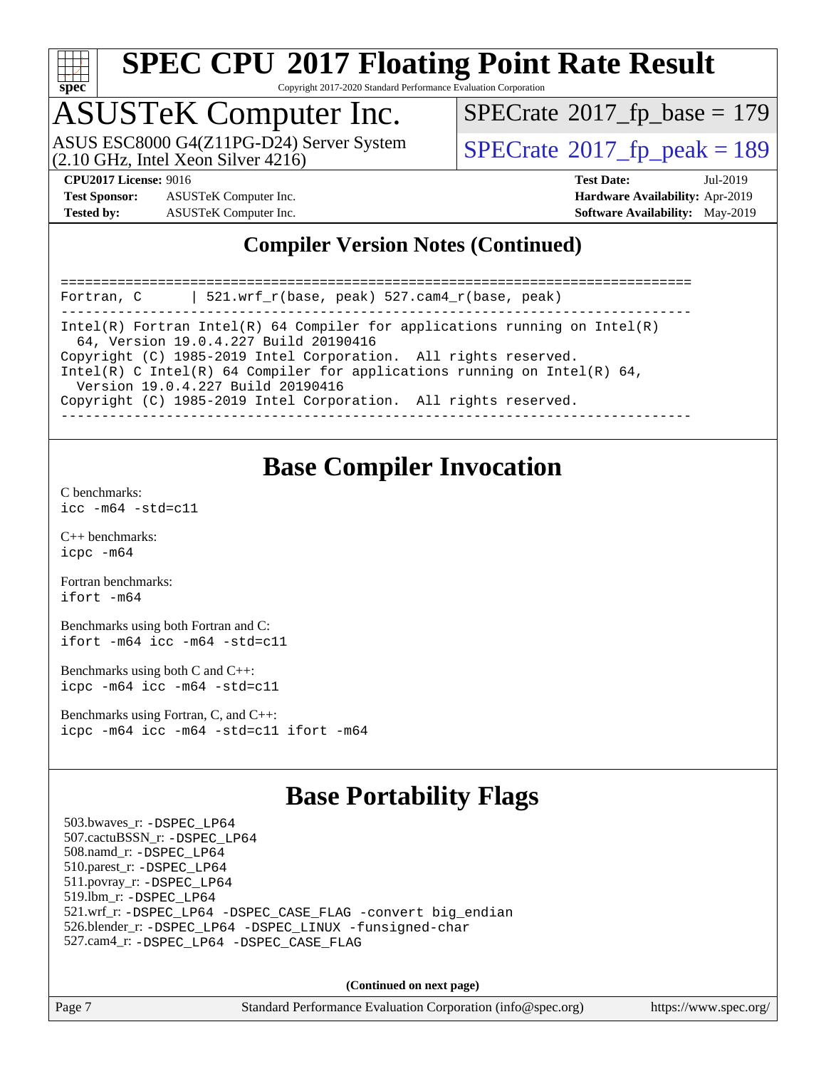## Compiler Version Notes (Continued)

```
==============================================================================
Fortran, C      | 521.wrf_r(base, peak) 527.cam4_r(base, peak)
------------------------------------------------------------------------------
Intel(R) Fortran Intel(R) 64 Compiler for applications running on Intel(R)
  64, Version 19.0.4.227 Build 20190416
Copyright (C) 1985-2019 Intel Corporation.  All rights reserved.
Intel(R) C Intel(R) 64 Compiler for applications running on Intel(R) 64,
  Version 19.0.4.227 Build 20190416
Copyright (C) 1985-2019 Intel Corporation.  All rights reserved.
------------------------------------------------------------------------------
```

## Base Compiler Invocation

C benchmarks:
`icc -m64 -std=c11`

C++ benchmarks:
`icpc -m64`

Fortran benchmarks:
`ifort -m64`

Benchmarks using both Fortran and C:
`ifort -m64 icc -m64 -std=c11`

Benchmarks using both C and C++:
`icpc -m64 icc -m64 -std=c11`

Benchmarks using Fortran, C, and C++:
`icpc -m64 icc -m64 -std=c11 ifort -m64`

## Base Portability Flags

503.bwaves_r: `-DSPEC_LP64`
507.cactuBSSN_r: `-DSPEC_LP64`
508.namd_r: `-DSPEC_LP64`
510.parest_r: `-DSPEC_LP64`
511.povray_r: `-DSPEC_LP64`
519.lbm_r: `-DSPEC_LP64`
521.wrf_r: `-DSPEC_LP64 -DSPEC_CASE_FLAG -convert big_endian`
526.blender_r: `-DSPEC_LP64 -DSPEC_LINUX -funsigned-char`
527.cam4_r: `-DSPEC_LP64 -DSPEC_CASE_FLAG`

**(Continued on next page)**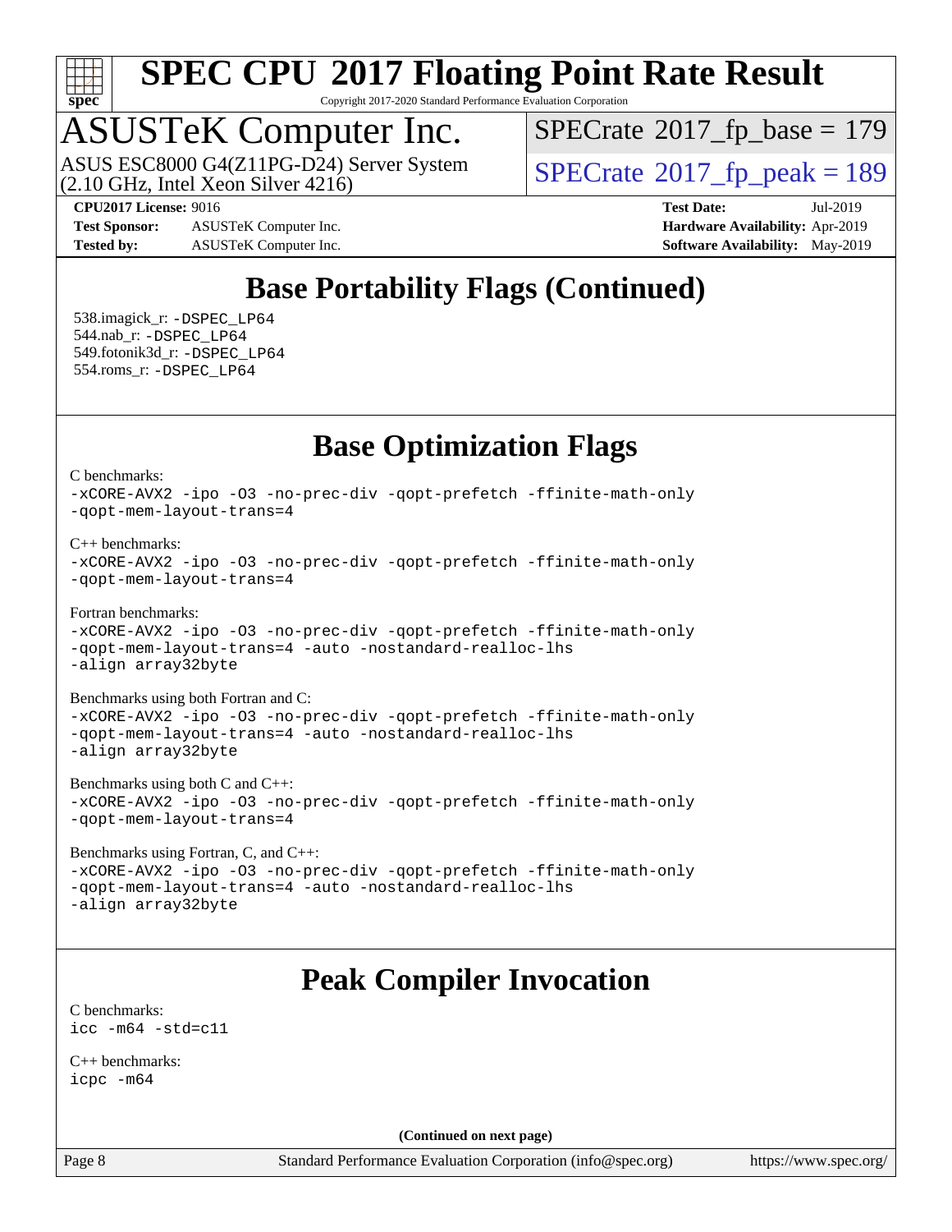## Base Portability Flags (Continued)

538.imagick_r: -DSPEC_LP64
544.nab_r: -DSPEC_LP64
549.fotonik3d_r: -DSPEC_LP64
554.roms_r: -DSPEC_LP64

## Base Optimization Flags

C benchmarks:
```
-xCORE-AVX2 -ipo -O3 -no-prec-div -qopt-prefetch -ffinite-math-only
-qopt-mem-layout-trans=4
```

C++ benchmarks:
```
-xCORE-AVX2 -ipo -O3 -no-prec-div -qopt-prefetch -ffinite-math-only
-qopt-mem-layout-trans=4
```

Fortran benchmarks:
```
-xCORE-AVX2 -ipo -O3 -no-prec-div -qopt-prefetch -ffinite-math-only
-qopt-mem-layout-trans=4 -auto -nostandard-realloc-lhs
-align array32byte
```

Benchmarks using both Fortran and C:
```
-xCORE-AVX2 -ipo -O3 -no-prec-div -qopt-prefetch -ffinite-math-only
-qopt-mem-layout-trans=4 -auto -nostandard-realloc-lhs
-align array32byte
```

Benchmarks using both C and C++:
```
-xCORE-AVX2 -ipo -O3 -no-prec-div -qopt-prefetch -ffinite-math-only
-qopt-mem-layout-trans=4
```

Benchmarks using Fortran, C, and C++:
```
-xCORE-AVX2 -ipo -O3 -no-prec-div -qopt-prefetch -ffinite-math-only
-qopt-mem-layout-trans=4 -auto -nostandard-realloc-lhs
-align array32byte
```

## Peak Compiler Invocation

C benchmarks:
```
icc -m64 -std=c11
```

C++ benchmarks:
```
icpc -m64
```

(Continued on next page)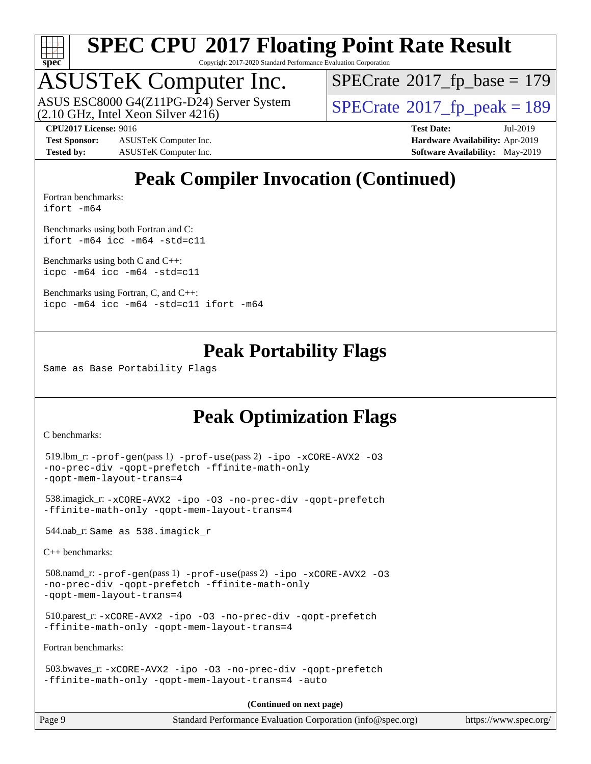# SPEC CPU 2017 Floating Point Rate Result

Copyright 2017-2020 Standard Performance Evaluation Corporation

## ASUSTeK Computer Inc.

ASUS ESC8000 G4(Z11PG-D24) Server System
(2.10 GHz, Intel Xeon Silver 4216)

SPECrate 2017_fp_base = 179

SPECrate 2017_fp_peak = 189

**CPU2017 License:** 9016
**Test Sponsor:** ASUSTeK Computer Inc.
**Tested by:** ASUSTeK Computer Inc.

**Test Date:** Jul-2019
**Hardware Availability:** Apr-2019
**Software Availability:** May-2019

## Peak Compiler Invocation (Continued)

Fortran benchmarks:
```
ifort -m64
```

Benchmarks using both Fortran and C:
```
ifort -m64 icc -m64 -std=c11
```

Benchmarks using both C and C++:
```
icpc -m64 icc -m64 -std=c11
```

Benchmarks using Fortran, C, and C++:
```
icpc -m64 icc -m64 -std=c11 ifort -m64
```

## Peak Portability Flags

Same as Base Portability Flags

## Peak Optimization Flags

C benchmarks:

519.lbm_r: -prof-gen(pass 1) -prof-use(pass 2) -ipo -xCORE-AVX2 -O3 -no-prec-div -qopt-prefetch -ffinite-math-only -qopt-mem-layout-trans=4

538.imagick_r: -xCORE-AVX2 -ipo -O3 -no-prec-div -qopt-prefetch -ffinite-math-only -qopt-mem-layout-trans=4

544.nab_r: Same as 538.imagick_r

C++ benchmarks:

508.namd_r: -prof-gen(pass 1) -prof-use(pass 2) -ipo -xCORE-AVX2 -O3 -no-prec-div -qopt-prefetch -ffinite-math-only -qopt-mem-layout-trans=4

510.parest_r: -xCORE-AVX2 -ipo -O3 -no-prec-div -qopt-prefetch -ffinite-math-only -qopt-mem-layout-trans=4

Fortran benchmarks:

503.bwaves_r: -xCORE-AVX2 -ipo -O3 -no-prec-div -qopt-prefetch -ffinite-math-only -qopt-mem-layout-trans=4 -auto

**(Continued on next page)**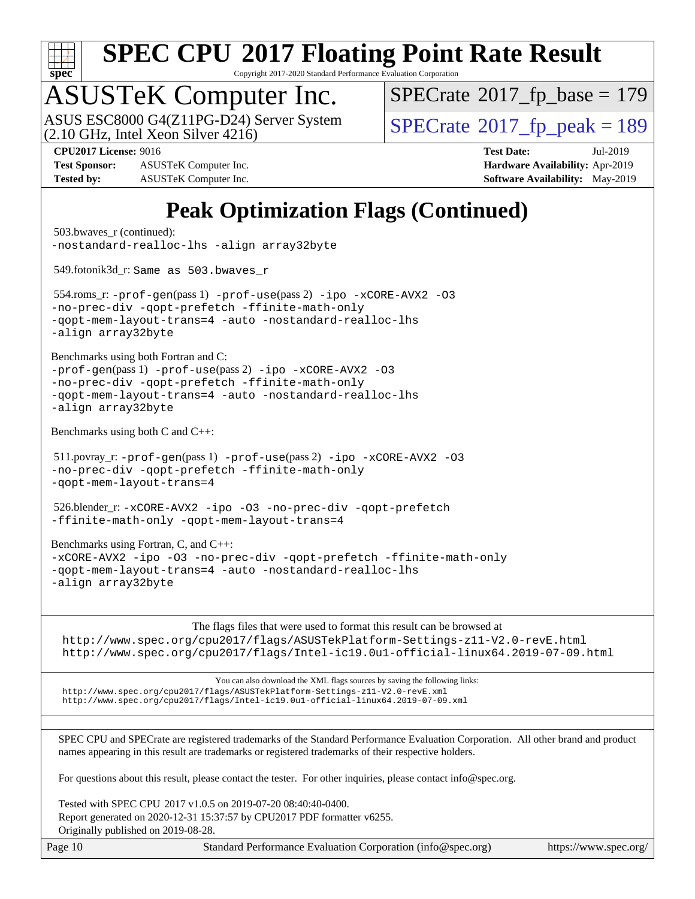# SPEC CPU 2017 Floating Point Rate Result

Copyright 2017-2020 Standard Performance Evaluation Corporation

## ASUSTeK Computer Inc.

ASUS ESC8000 G4(Z11PG-D24) Server System (2.10 GHz, Intel Xeon Silver 4216)

SPECrate 2017_fp_base = 179

SPECrate 2017_fp_peak = 189

**CPU2017 License:** 9016
**Test Sponsor:** ASUSTeK Computer Inc.
**Tested by:** ASUSTeK Computer Inc.

**Test Date:** Jul-2019
**Hardware Availability:** Apr-2019
**Software Availability:** May-2019

# Peak Optimization Flags (Continued)

503.bwaves_r (continued):
-nostandard-realloc-lhs -align array32byte

549.fotonik3d_r: Same as 503.bwaves_r

554.roms_r: -prof-gen(pass 1) -prof-use(pass 2) -ipo -xCORE-AVX2 -O3 -no-prec-div -qopt-prefetch -ffinite-math-only -qopt-mem-layout-trans=4 -auto -nostandard-realloc-lhs -align array32byte

Benchmarks using both Fortran and C:
-prof-gen(pass 1) -prof-use(pass 2) -ipo -xCORE-AVX2 -O3 -no-prec-div -qopt-prefetch -ffinite-math-only -qopt-mem-layout-trans=4 -auto -nostandard-realloc-lhs -align array32byte

Benchmarks using both C and C++:

511.povray_r: -prof-gen(pass 1) -prof-use(pass 2) -ipo -xCORE-AVX2 -O3 -no-prec-div -qopt-prefetch -ffinite-math-only -qopt-mem-layout-trans=4

526.blender_r: -xCORE-AVX2 -ipo -O3 -no-prec-div -qopt-prefetch -ffinite-math-only -qopt-mem-layout-trans=4

Benchmarks using Fortran, C, and C++:
-xCORE-AVX2 -ipo -O3 -no-prec-div -qopt-prefetch -ffinite-math-only -qopt-mem-layout-trans=4 -auto -nostandard-realloc-lhs -align array32byte

The flags files that were used to format this result can be browsed at
http://www.spec.org/cpu2017/flags/ASUSTekPlatform-Settings-z11-V2.0-revE.html
http://www.spec.org/cpu2017/flags/Intel-ic19.0u1-official-linux64.2019-07-09.html

You can also download the XML flags sources by saving the following links:
http://www.spec.org/cpu2017/flags/ASUSTekPlatform-Settings-z11-V2.0-revE.xml
http://www.spec.org/cpu2017/flags/Intel-ic19.0u1-official-linux64.2019-07-09.xml

SPEC CPU and SPECrate are registered trademarks of the Standard Performance Evaluation Corporation. All other brand and product names appearing in this result are trademarks or registered trademarks of their respective holders.

For questions about this result, please contact the tester. For other inquiries, please contact info@spec.org.

Tested with SPEC CPU 2017 v1.0.5 on 2019-07-20 08:40:40-0400.
Report generated on 2020-12-31 15:37:57 by CPU2017 PDF formatter v6255.
Originally published on 2019-08-28.